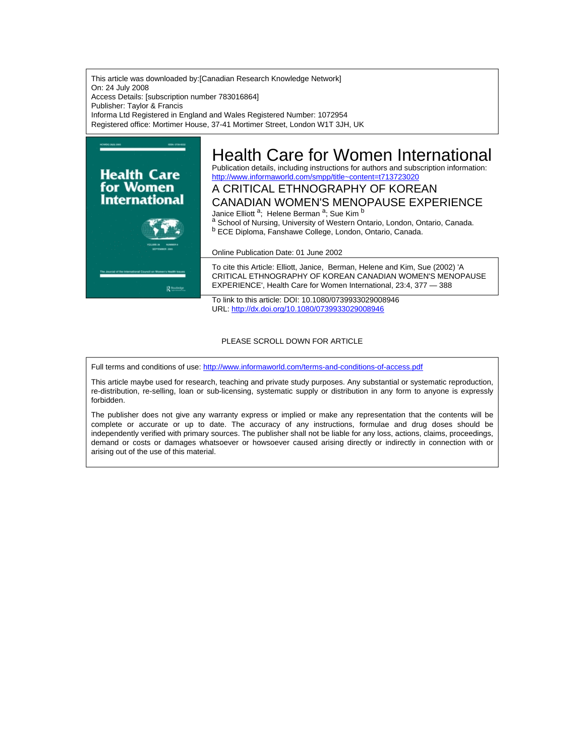This article was downloaded by:[Canadian Research Knowledge Network]
On: 24 July 2008
Access Details: [subscription number 783016864]
Publisher: Taylor & Francis
Informa Ltd Registered in England and Wales Registered Number: 1072954
Registered office: Mortimer House, 37-41 Mortimer Street, London W1T 3JH, UK

# Health Care for Women International

Publication details, including instructions for authors and subscription information:
http://www.informaworld.com/smpp/title~content=t713723020

## A CRITICAL ETHNOGRAPHY OF KOREAN CANADIAN WOMEN'S MENOPAUSE EXPERIENCE

Janice Elliott [a]; Helene Berman [a]; Sue Kim [b]

[a] School of Nursing, University of Western Ontario, London, Ontario, Canada.
[b] ECE Diploma, Fanshawe College, London, Ontario, Canada.

Online Publication Date: 01 June 2002

To cite this Article: Elliott, Janice, Berman, Helene and Kim, Sue (2002) 'A CRITICAL ETHNOGRAPHY OF KOREAN CANADIAN WOMEN'S MENOPAUSE EXPERIENCE', Health Care for Women International, 23:4, 377 — 388

To link to this article: DOI: 10.1080/0739933029008946
URL: http://dx.doi.org/10.1080/0739933029008946

PLEASE SCROLL DOWN FOR ARTICLE

Full terms and conditions of use: http://www.informaworld.com/terms-and-conditions-of-access.pdf

This article maybe used for research, teaching and private study purposes. Any substantial or systematic reproduction, re-distribution, re-selling, loan or sub-licensing, systematic supply or distribution in any form to anyone is expressly forbidden.

The publisher does not give any warranty express or implied or make any representation that the contents will be complete or accurate or up to date. The accuracy of any instructions, formulae and drug doses should be independently verified with primary sources. The publisher shall not be liable for any loss, actions, claims, proceedings, demand or costs or damages whatsoever or howsoever caused arising directly or indirectly in connection with or arising out of the use of this material.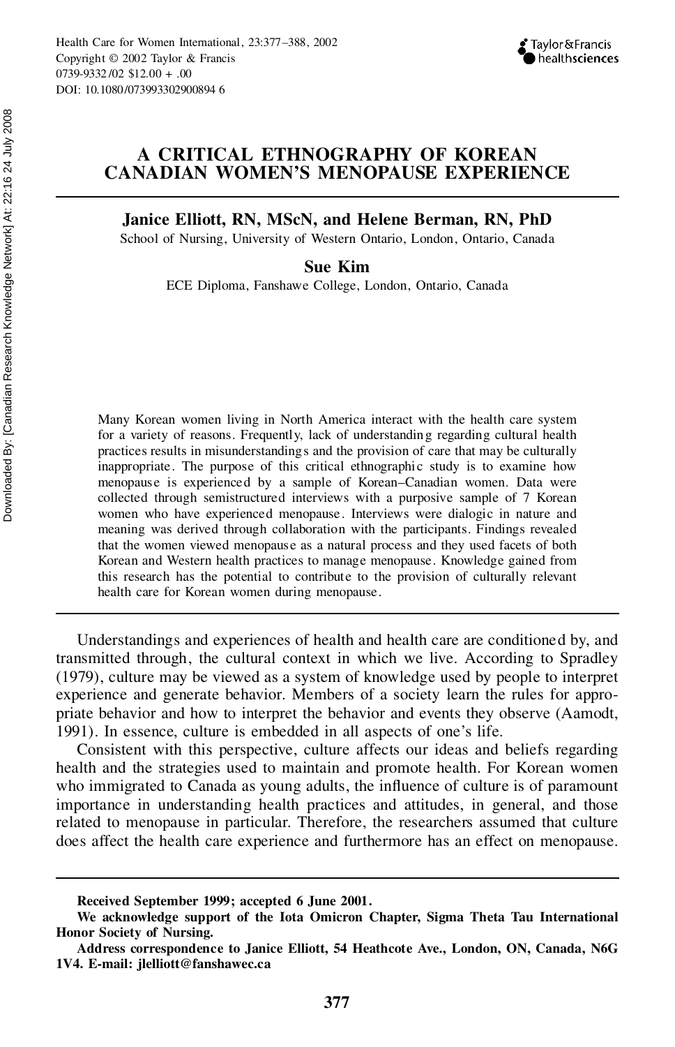# A CRITICAL ETHNOGRAPHY OF KOREAN CANADIAN WOMEN'S MENOPAUSE EXPERIENCE

**Janice Elliott, RN, MScN, and Helene Berman, RN, PhD**
School of Nursing, University of Western Ontario, London, Ontario, Canada

**Sue Kim**
ECE Diploma, Fanshawe College, London, Ontario, Canada

Many Korean women living in North America interact with the health care system for a variety of reasons. Frequently, lack of understanding regarding cultural health practices results in misunderstandings and the provision of care that may be culturally inappropriate. The purpose of this critical ethnographic study is to examine how menopause is experienced by a sample of Korean–Canadian women. Data were collected through semistructured interviews with a purposive sample of 7 Korean women who have experienced menopause. Interviews were dialogic in nature and meaning was derived through collaboration with the participants. Findings revealed that the women viewed menopause as a natural process and they used facets of both Korean and Western health practices to manage menopause. Knowledge gained from this research has the potential to contribute to the provision of culturally relevant health care for Korean women during menopause.

Understandings and experiences of health and health care are conditioned by, and transmitted through, the cultural context in which we live. According to Spradley (1979), culture may be viewed as a system of knowledge used by people to interpret experience and generate behavior. Members of a society learn the rules for appropriate behavior and how to interpret the behavior and events they observe (Aamodt, 1991). In essence, culture is embedded in all aspects of one's life.

Consistent with this perspective, culture affects our ideas and beliefs regarding health and the strategies used to maintain and promote health. For Korean women who immigrated to Canada as young adults, the influence of culture is of paramount importance in understanding health practices and attitudes, in general, and those related to menopause in particular. Therefore, the researchers assumed that culture does affect the health care experience and furthermore has an effect on menopause.

---

**Received September 1999; accepted 6 June 2001.**

**We acknowledge support of the Iota Omicron Chapter, Sigma Theta Tau International Honor Society of Nursing.**

**Address correspondence to Janice Elliott, 54 Heathcote Ave., London, ON, Canada, N6G 1V4. E-mail: jlelliott@fanshawec.ca**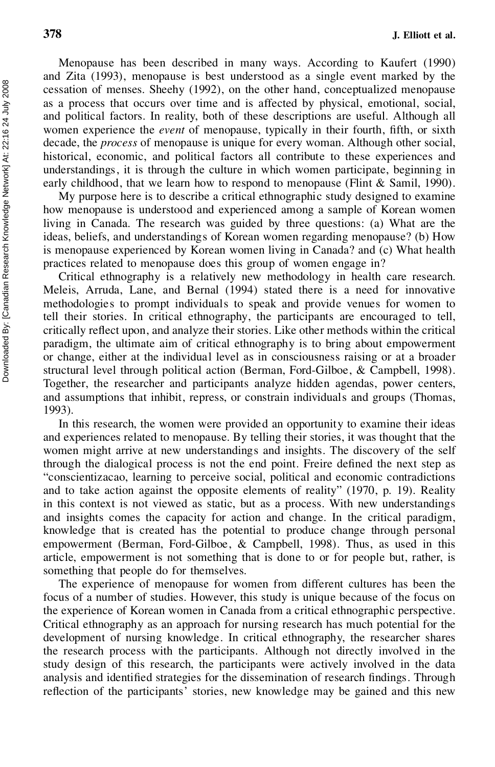Menopause has been described in many ways. According to Kaufert (1990) and Zita (1993), menopause is best understood as a single event marked by the cessation of menses. Sheehy (1992), on the other hand, conceptualized menopause as a process that occurs over time and is affected by physical, emotional, social, and political factors. In reality, both of these descriptions are useful. Although all women experience the *event* of menopause, typically in their fourth, fifth, or sixth decade, the *process* of menopause is unique for every woman. Although other social, historical, economic, and political factors all contribute to these experiences and understandings, it is through the culture in which women participate, beginning in early childhood, that we learn how to respond to menopause (Flint & Samil, 1990).

My purpose here is to describe a critical ethnographic study designed to examine how menopause is understood and experienced among a sample of Korean women living in Canada. The research was guided by three questions: (a) What are the ideas, beliefs, and understandings of Korean women regarding menopause? (b) How is menopause experienced by Korean women living in Canada? and (c) What health practices related to menopause does this group of women engage in?

Critical ethnography is a relatively new methodology in health care research. Meleis, Arruda, Lane, and Bernal (1994) stated there is a need for innovative methodologies to prompt individuals to speak and provide venues for women to tell their stories. In critical ethnography, the participants are encouraged to tell, critically reflect upon, and analyze their stories. Like other methods within the critical paradigm, the ultimate aim of critical ethnography is to bring about empowerment or change, either at the individual level as in consciousness raising or at a broader structural level through political action (Berman, Ford-Gilboe, & Campbell, 1998). Together, the researcher and participants analyze hidden agendas, power centers, and assumptions that inhibit, repress, or constrain individuals and groups (Thomas, 1993).

In this research, the women were provided an opportunity to examine their ideas and experiences related to menopause. By telling their stories, it was thought that the women might arrive at new understandings and insights. The discovery of the self through the dialogical process is not the end point. Freire defined the next step as "conscientizacao, learning to perceive social, political and economic contradictions and to take action against the opposite elements of reality" (1970, p. 19). Reality in this context is not viewed as static, but as a process. With new understandings and insights comes the capacity for action and change. In the critical paradigm, knowledge that is created has the potential to produce change through personal empowerment (Berman, Ford-Gilboe, & Campbell, 1998). Thus, as used in this article, empowerment is not something that is done to or for people but, rather, is something that people do for themselves.

The experience of menopause for women from different cultures has been the focus of a number of studies. However, this study is unique because of the focus on the experience of Korean women in Canada from a critical ethnographic perspective. Critical ethnography as an approach for nursing research has much potential for the development of nursing knowledge. In critical ethnography, the researcher shares the research process with the participants. Although not directly involved in the study design of this research, the participants were actively involved in the data analysis and identified strategies for the dissemination of research findings. Through reflection of the participants' stories, new knowledge may be gained and this new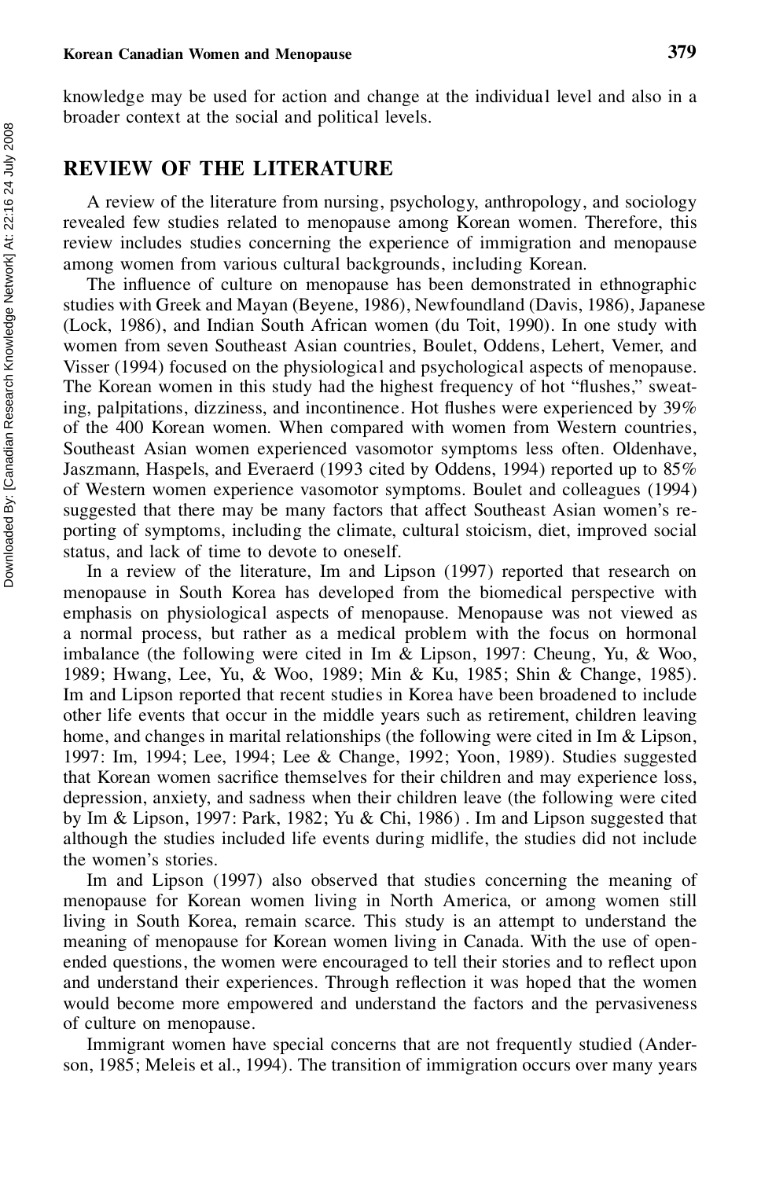knowledge may be used for action and change at the individual level and also in a broader context at the social and political levels.

## REVIEW OF THE LITERATURE

A review of the literature from nursing, psychology, anthropology, and sociology revealed few studies related to menopause among Korean women. Therefore, this review includes studies concerning the experience of immigration and menopause among women from various cultural backgrounds, including Korean.

The influence of culture on menopause has been demonstrated in ethnographic studies with Greek and Mayan (Beyene, 1986), Newfoundland (Davis, 1986), Japanese (Lock, 1986), and Indian South African women (du Toit, 1990). In one study with women from seven Southeast Asian countries, Boulet, Oddens, Lehert, Vemer, and Visser (1994) focused on the physiological and psychological aspects of menopause. The Korean women in this study had the highest frequency of hot "flushes," sweating, palpitations, dizziness, and incontinence. Hot flushes were experienced by 39% of the 400 Korean women. When compared with women from Western countries, Southeast Asian women experienced vasomotor symptoms less often. Oldenhave, Jaszmann, Haspels, and Everaerd (1993 cited by Oddens, 1994) reported up to 85% of Western women experience vasomotor symptoms. Boulet and colleagues (1994) suggested that there may be many factors that affect Southeast Asian women's reporting of symptoms, including the climate, cultural stoicism, diet, improved social status, and lack of time to devote to oneself.

In a review of the literature, Im and Lipson (1997) reported that research on menopause in South Korea has developed from the biomedical perspective with emphasis on physiological aspects of menopause. Menopause was not viewed as a normal process, but rather as a medical problem with the focus on hormonal imbalance (the following were cited in Im & Lipson, 1997: Cheung, Yu, & Woo, 1989; Hwang, Lee, Yu, & Woo, 1989; Min & Ku, 1985; Shin & Change, 1985). Im and Lipson reported that recent studies in Korea have been broadened to include other life events that occur in the middle years such as retirement, children leaving home, and changes in marital relationships (the following were cited in Im & Lipson, 1997: Im, 1994; Lee, 1994; Lee & Change, 1992; Yoon, 1989). Studies suggested that Korean women sacrifice themselves for their children and may experience loss, depression, anxiety, and sadness when their children leave (the following were cited by Im & Lipson, 1997: Park, 1982; Yu & Chi, 1986) . Im and Lipson suggested that although the studies included life events during midlife, the studies did not include the women's stories.

Im and Lipson (1997) also observed that studies concerning the meaning of menopause for Korean women living in North America, or among women still living in South Korea, remain scarce. This study is an attempt to understand the meaning of menopause for Korean women living in Canada. With the use of open-ended questions, the women were encouraged to tell their stories and to reflect upon and understand their experiences. Through reflection it was hoped that the women would become more empowered and understand the factors and the pervasiveness of culture on menopause.

Immigrant women have special concerns that are not frequently studied (Anderson, 1985; Meleis et al., 1994). The transition of immigration occurs over many years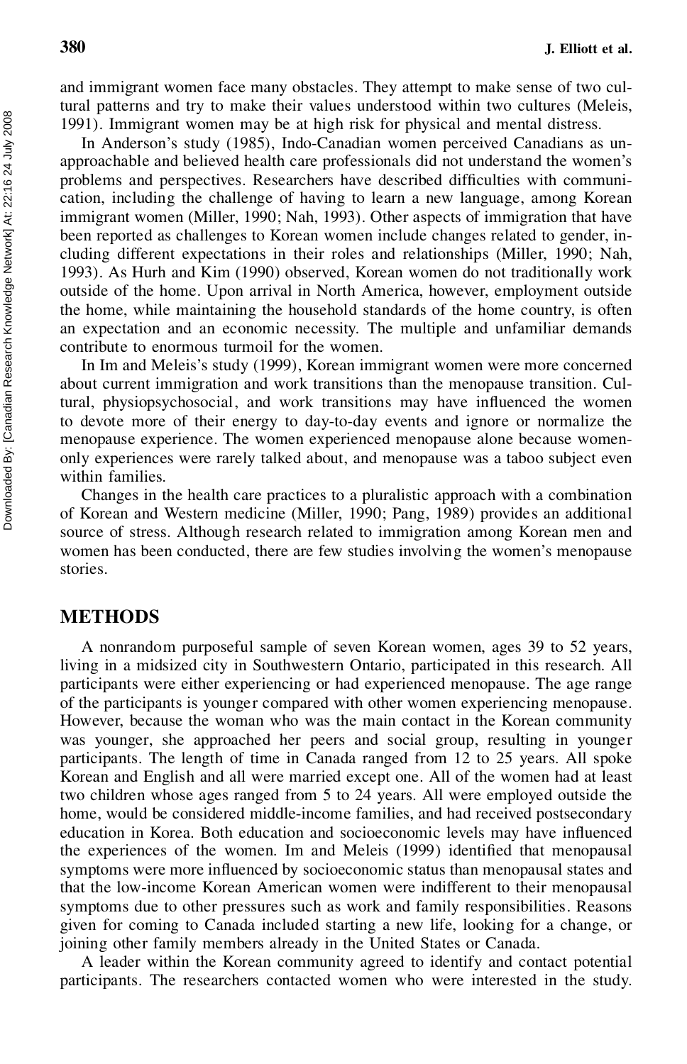and immigrant women face many obstacles. They attempt to make sense of two cultural patterns and try to make their values understood within two cultures (Meleis, 1991). Immigrant women may be at high risk for physical and mental distress.

In Anderson's study (1985), Indo-Canadian women perceived Canadians as unapproachable and believed health care professionals did not understand the women's problems and perspectives. Researchers have described difficulties with communication, including the challenge of having to learn a new language, among Korean immigrant women (Miller, 1990; Nah, 1993). Other aspects of immigration that have been reported as challenges to Korean women include changes related to gender, including different expectations in their roles and relationships (Miller, 1990; Nah, 1993). As Hurh and Kim (1990) observed, Korean women do not traditionally work outside of the home. Upon arrival in North America, however, employment outside the home, while maintaining the household standards of the home country, is often an expectation and an economic necessity. The multiple and unfamiliar demands contribute to enormous turmoil for the women.

In Im and Meleis's study (1999), Korean immigrant women were more concerned about current immigration and work transitions than the menopause transition. Cultural, physiopsychosocial, and work transitions may have influenced the women to devote more of their energy to day-to-day events and ignore or normalize the menopause experience. The women experienced menopause alone because women-only experiences were rarely talked about, and menopause was a taboo subject even within families.

Changes in the health care practices to a pluralistic approach with a combination of Korean and Western medicine (Miller, 1990; Pang, 1989) provides an additional source of stress. Although research related to immigration among Korean men and women has been conducted, there are few studies involving the women's menopause stories.

## METHODS

A nonrandom purposeful sample of seven Korean women, ages 39 to 52 years, living in a midsized city in Southwestern Ontario, participated in this research. All participants were either experiencing or had experienced menopause. The age range of the participants is younger compared with other women experiencing menopause. However, because the woman who was the main contact in the Korean community was younger, she approached her peers and social group, resulting in younger participants. The length of time in Canada ranged from 12 to 25 years. All spoke Korean and English and all were married except one. All of the women had at least two children whose ages ranged from 5 to 24 years. All were employed outside the home, would be considered middle-income families, and had received postsecondary education in Korea. Both education and socioeconomic levels may have influenced the experiences of the women. Im and Meleis (1999) identified that menopausal symptoms were more influenced by socioeconomic status than menopausal states and that the low-income Korean American women were indifferent to their menopausal symptoms due to other pressures such as work and family responsibilities. Reasons given for coming to Canada included starting a new life, looking for a change, or joining other family members already in the United States or Canada.

A leader within the Korean community agreed to identify and contact potential participants. The researchers contacted women who were interested in the study.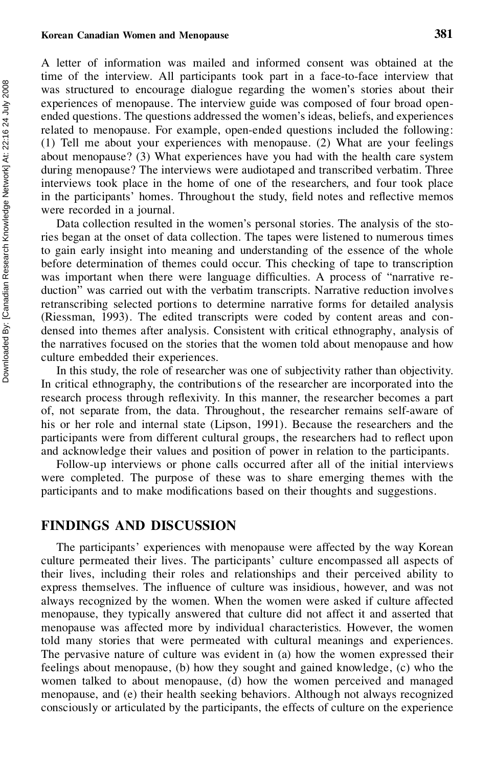A letter of information was mailed and informed consent was obtained at the time of the interview. All participants took part in a face-to-face interview that was structured to encourage dialogue regarding the women's stories about their experiences of menopause. The interview guide was composed of four broad open-ended questions. The questions addressed the women's ideas, beliefs, and experiences related to menopause. For example, open-ended questions included the following: (1) Tell me about your experiences with menopause. (2) What are your feelings about menopause? (3) What experiences have you had with the health care system during menopause? The interviews were audiotaped and transcribed verbatim. Three interviews took place in the home of one of the researchers, and four took place in the participants' homes. Throughout the study, field notes and reflective memos were recorded in a journal.

Data collection resulted in the women's personal stories. The analysis of the stories began at the onset of data collection. The tapes were listened to numerous times to gain early insight into meaning and understanding of the essence of the whole before determination of themes could occur. This checking of tape to transcription was important when there were language difficulties. A process of "narrative reduction" was carried out with the verbatim transcripts. Narrative reduction involves retranscribing selected portions to determine narrative forms for detailed analysis (Riessman, 1993). The edited transcripts were coded by content areas and condensed into themes after analysis. Consistent with critical ethnography, analysis of the narratives focused on the stories that the women told about menopause and how culture embedded their experiences.

In this study, the role of researcher was one of subjectivity rather than objectivity. In critical ethnography, the contributions of the researcher are incorporated into the research process through reflexivity. In this manner, the researcher becomes a part of, not separate from, the data. Throughout, the researcher remains self-aware of his or her role and internal state (Lipson, 1991). Because the researchers and the participants were from different cultural groups, the researchers had to reflect upon and acknowledge their values and position of power in relation to the participants.

Follow-up interviews or phone calls occurred after all of the initial interviews were completed. The purpose of these was to share emerging themes with the participants and to make modifications based on their thoughts and suggestions.

## FINDINGS AND DISCUSSION

The participants' experiences with menopause were affected by the way Korean culture permeated their lives. The participants' culture encompassed all aspects of their lives, including their roles and relationships and their perceived ability to express themselves. The influence of culture was insidious, however, and was not always recognized by the women. When the women were asked if culture affected menopause, they typically answered that culture did not affect it and asserted that menopause was affected more by individual characteristics. However, the women told many stories that were permeated with cultural meanings and experiences. The pervasive nature of culture was evident in (a) how the women expressed their feelings about menopause, (b) how they sought and gained knowledge, (c) who the women talked to about menopause, (d) how the women perceived and managed menopause, and (e) their health seeking behaviors. Although not always recognized consciously or articulated by the participants, the effects of culture on the experience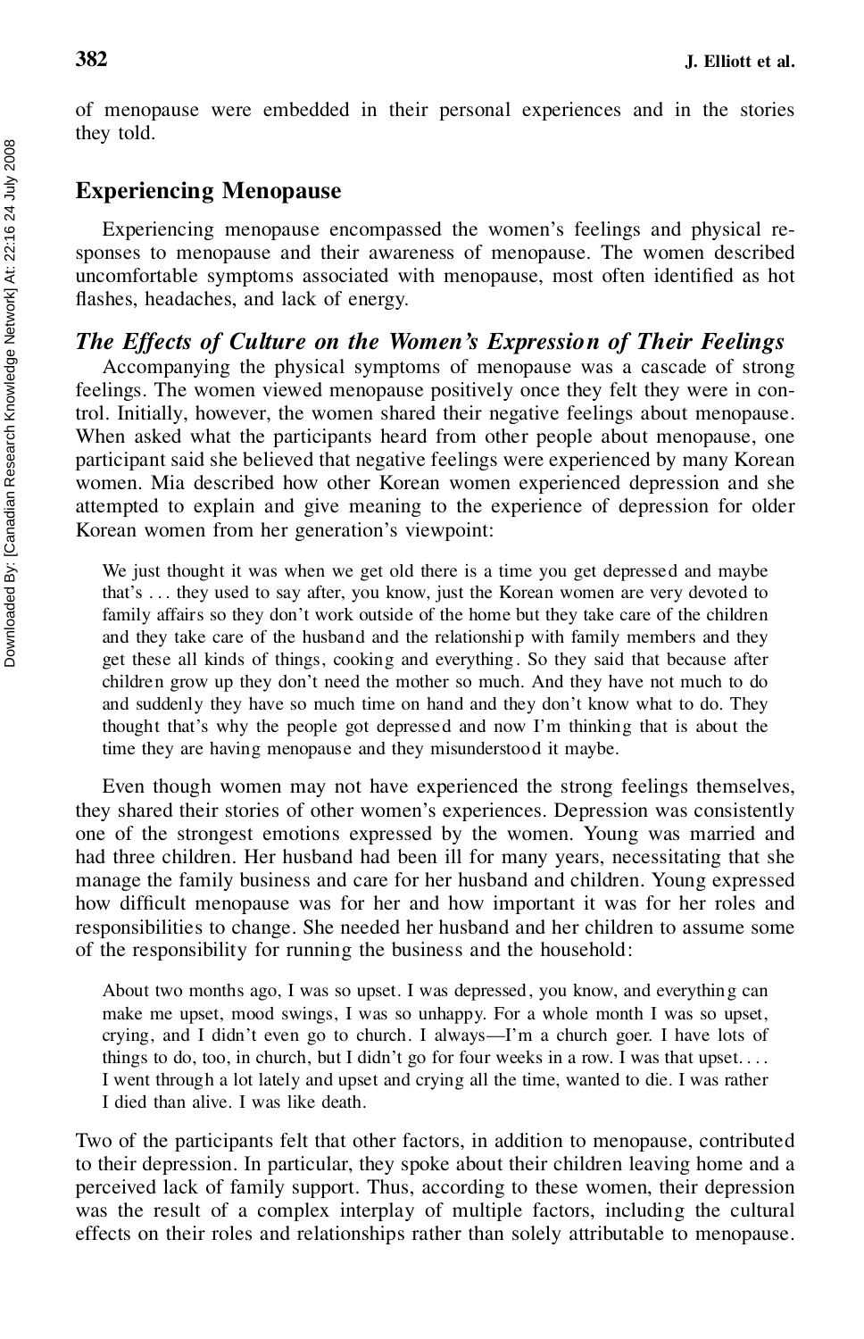of menopause were embedded in their personal experiences and in the stories they told.

## Experiencing Menopause

Experiencing menopause encompassed the women's feelings and physical responses to menopause and their awareness of menopause. The women described uncomfortable symptoms associated with menopause, most often identified as hot flashes, headaches, and lack of energy.

### *The Effects of Culture on the Women's Expression of Their Feelings*

Accompanying the physical symptoms of menopause was a cascade of strong feelings. The women viewed menopause positively once they felt they were in control. Initially, however, the women shared their negative feelings about menopause. When asked what the participants heard from other people about menopause, one participant said she believed that negative feelings were experienced by many Korean women. Mia described how other Korean women experienced depression and she attempted to explain and give meaning to the experience of depression for older Korean women from her generation's viewpoint:

> We just thought it was when we get old there is a time you get depressed and maybe that's . . . they used to say after, you know, just the Korean women are very devoted to family affairs so they don't work outside of the home but they take care of the children and they take care of the husband and the relationship with family members and they get these all kinds of things, cooking and everything. So they said that because after children grow up they don't need the mother so much. And they have not much to do and suddenly they have so much time on hand and they don't know what to do. They thought that's why the people got depressed and now I'm thinking that is about the time they are having menopause and they misunderstood it maybe.

Even though women may not have experienced the strong feelings themselves, they shared their stories of other women's experiences. Depression was consistently one of the strongest emotions expressed by the women. Young was married and had three children. Her husband had been ill for many years, necessitating that she manage the family business and care for her husband and children. Young expressed how difficult menopause was for her and how important it was for her roles and responsibilities to change. She needed her husband and her children to assume some of the responsibility for running the business and the household:

> About two months ago, I was so upset. I was depressed, you know, and everything can make me upset, mood swings, I was so unhappy. For a whole month I was so upset, crying, and I didn't even go to church. I always—I'm a church goer. I have lots of things to do, too, in church, but I didn't go for four weeks in a row. I was that upset. . . . I went through a lot lately and upset and crying all the time, wanted to die. I was rather I died than alive. I was like death.

Two of the participants felt that other factors, in addition to menopause, contributed to their depression. In particular, they spoke about their children leaving home and a perceived lack of family support. Thus, according to these women, their depression was the result of a complex interplay of multiple factors, including the cultural effects on their roles and relationships rather than solely attributable to menopause.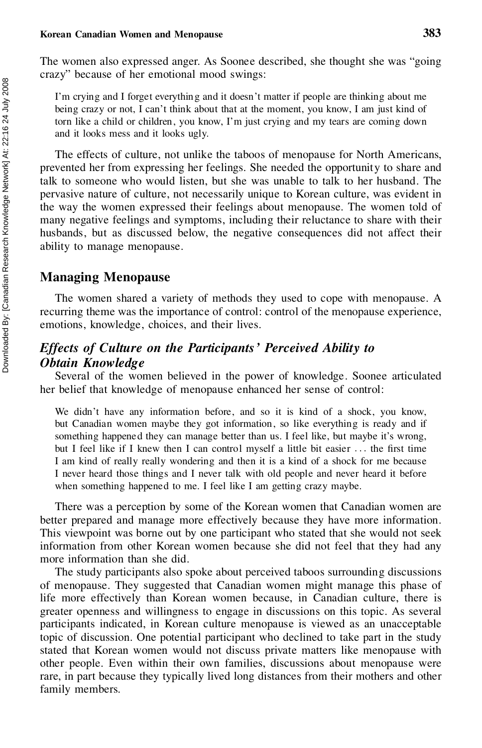The women also expressed anger. As Soonee described, she thought she was "going crazy" because of her emotional mood swings:

> I'm crying and I forget everything and it doesn't matter if people are thinking about me being crazy or not, I can't think about that at the moment, you know, I am just kind of torn like a child or children, you know, I'm just crying and my tears are coming down and it looks mess and it looks ugly.

The effects of culture, not unlike the taboos of menopause for North Americans, prevented her from expressing her feelings. She needed the opportunity to share and talk to someone who would listen, but she was unable to talk to her husband. The pervasive nature of culture, not necessarily unique to Korean culture, was evident in the way the women expressed their feelings about menopause. The women told of many negative feelings and symptoms, including their reluctance to share with their husbands, but as discussed below, the negative consequences did not affect their ability to manage menopause.

## Managing Menopause

The women shared a variety of methods they used to cope with menopause. A recurring theme was the importance of control: control of the menopause experience, emotions, knowledge, choices, and their lives.

### *Effects of Culture on the Participants' Perceived Ability to Obtain Knowledge*

Several of the women believed in the power of knowledge. Soonee articulated her belief that knowledge of menopause enhanced her sense of control:

> We didn't have any information before, and so it is kind of a shock, you know, but Canadian women maybe they got information, so like everything is ready and if something happened they can manage better than us. I feel like, but maybe it's wrong, but I feel like if I knew then I can control myself a little bit easier . . . the first time I am kind of really really wondering and then it is a kind of a shock for me because I never heard those things and I never talk with old people and never heard it before when something happened to me. I feel like I am getting crazy maybe.

There was a perception by some of the Korean women that Canadian women are better prepared and manage more effectively because they have more information. This viewpoint was borne out by one participant who stated that she would not seek information from other Korean women because she did not feel that they had any more information than she did.

The study participants also spoke about perceived taboos surrounding discussions of menopause. They suggested that Canadian women might manage this phase of life more effectively than Korean women because, in Canadian culture, there is greater openness and willingness to engage in discussions on this topic. As several participants indicated, in Korean culture menopause is viewed as an unacceptable topic of discussion. One potential participant who declined to take part in the study stated that Korean women would not discuss private matters like menopause with other people. Even within their own families, discussions about menopause were rare, in part because they typically lived long distances from their mothers and other family members.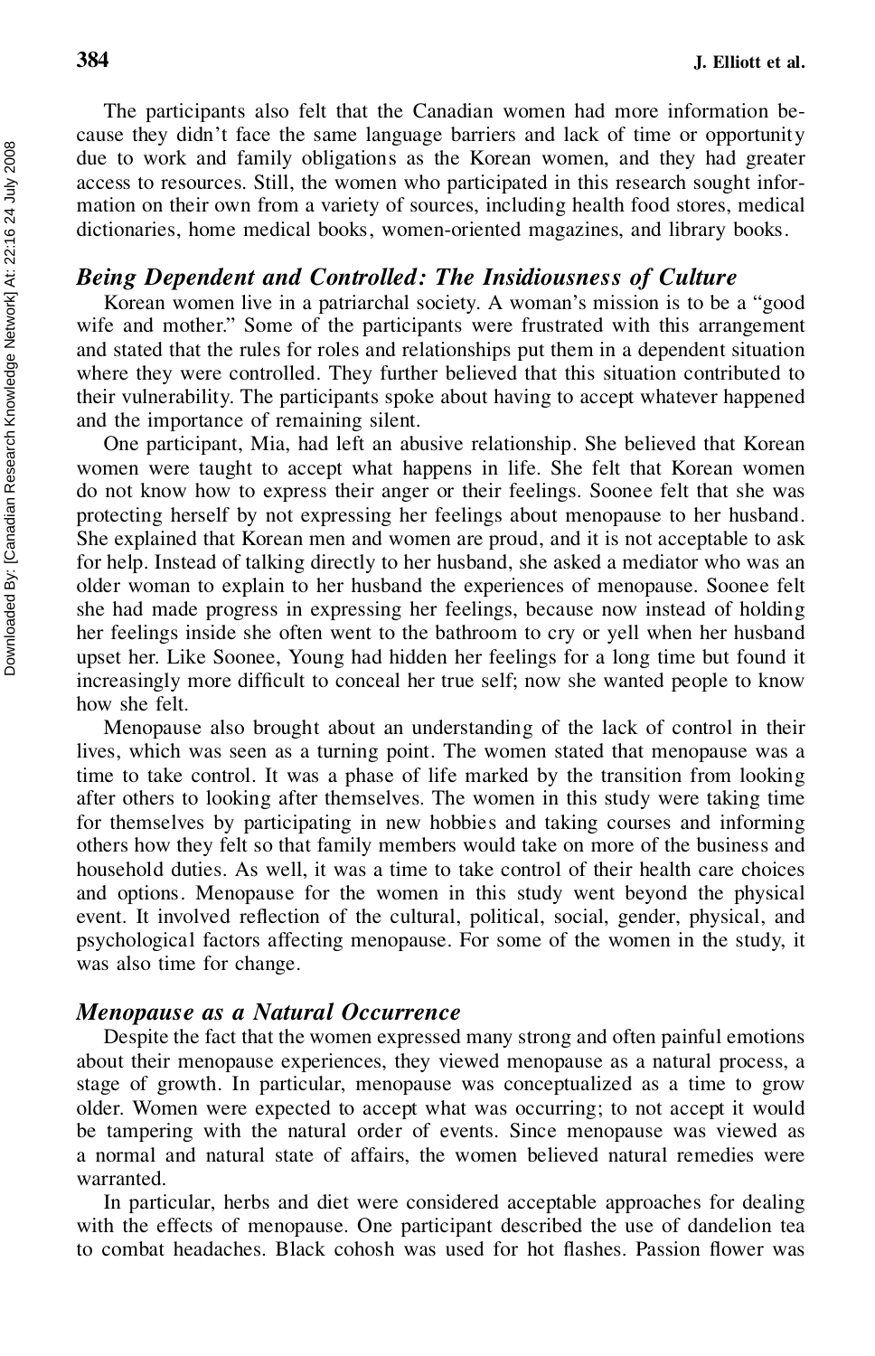The participants also felt that the Canadian women had more information because they didn't face the same language barriers and lack of time or opportunity due to work and family obligations as the Korean women, and they had greater access to resources. Still, the women who participated in this research sought information on their own from a variety of sources, including health food stores, medical dictionaries, home medical books, women-oriented magazines, and library books.

### *Being Dependent and Controlled: The Insidiousness of Culture*

Korean women live in a patriarchal society. A woman's mission is to be a "good wife and mother." Some of the participants were frustrated with this arrangement and stated that the rules for roles and relationships put them in a dependent situation where they were controlled. They further believed that this situation contributed to their vulnerability. The participants spoke about having to accept whatever happened and the importance of remaining silent.

One participant, Mia, had left an abusive relationship. She believed that Korean women were taught to accept what happens in life. She felt that Korean women do not know how to express their anger or their feelings. Soonee felt that she was protecting herself by not expressing her feelings about menopause to her husband. She explained that Korean men and women are proud, and it is not acceptable to ask for help. Instead of talking directly to her husband, she asked a mediator who was an older woman to explain to her husband the experiences of menopause. Soonee felt she had made progress in expressing her feelings, because now instead of holding her feelings inside she often went to the bathroom to cry or yell when her husband upset her. Like Soonee, Young had hidden her feelings for a long time but found it increasingly more difficult to conceal her true self; now she wanted people to know how she felt.

Menopause also brought about an understanding of the lack of control in their lives, which was seen as a turning point. The women stated that menopause was a time to take control. It was a phase of life marked by the transition from looking after others to looking after themselves. The women in this study were taking time for themselves by participating in new hobbies and taking courses and informing others how they felt so that family members would take on more of the business and household duties. As well, it was a time to take control of their health care choices and options. Menopause for the women in this study went beyond the physical event. It involved reflection of the cultural, political, social, gender, physical, and psychological factors affecting menopause. For some of the women in the study, it was also time for change.

### *Menopause as a Natural Occurrence*

Despite the fact that the women expressed many strong and often painful emotions about their menopause experiences, they viewed menopause as a natural process, a stage of growth. In particular, menopause was conceptualized as a time to grow older. Women were expected to accept what was occurring; to not accept it would be tampering with the natural order of events. Since menopause was viewed as a normal and natural state of affairs, the women believed natural remedies were warranted.

In particular, herbs and diet were considered acceptable approaches for dealing with the effects of menopause. One participant described the use of dandelion tea to combat headaches. Black cohosh was used for hot flashes. Passion flower was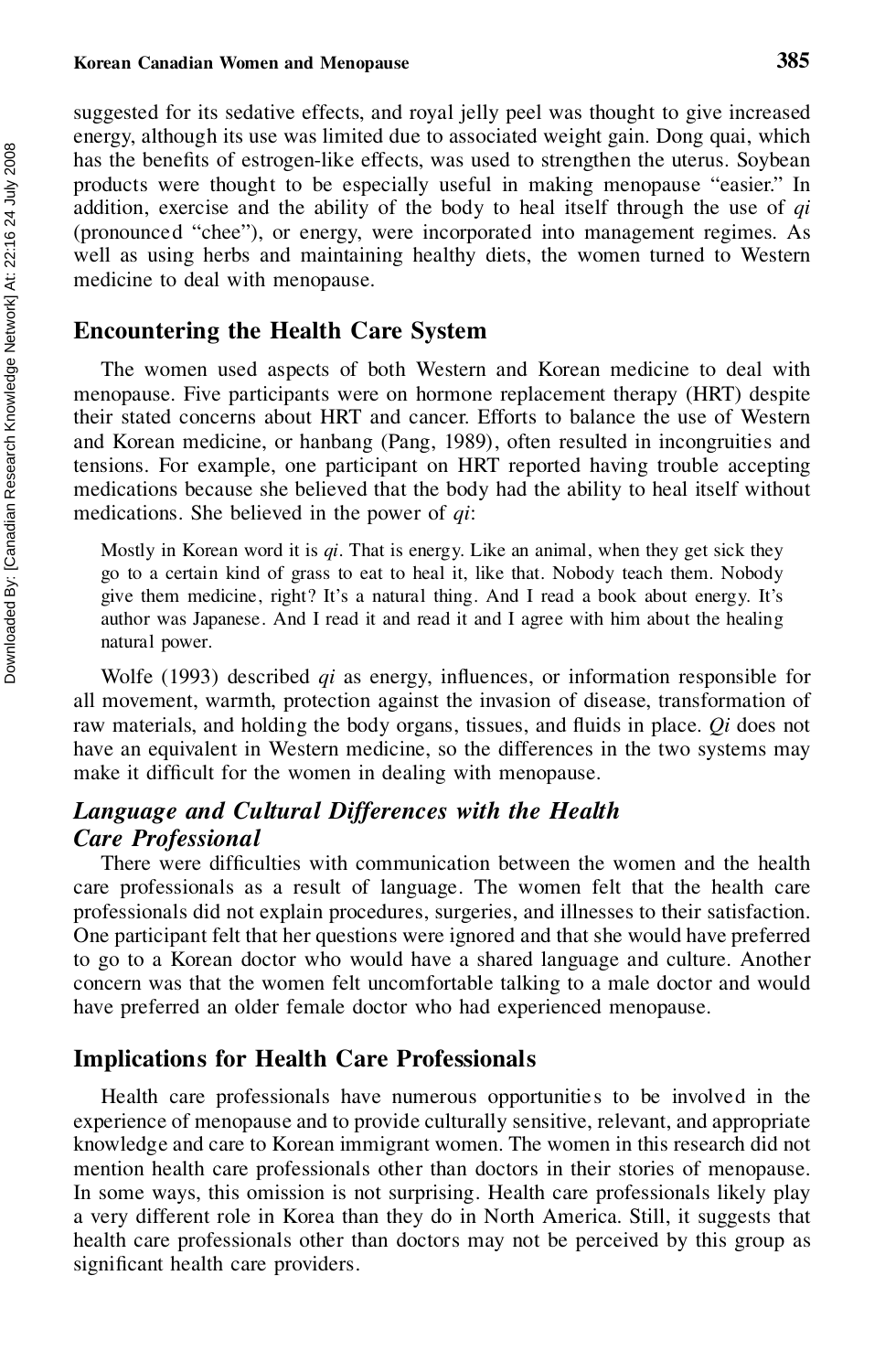suggested for its sedative effects, and royal jelly peel was thought to give increased energy, although its use was limited due to associated weight gain. Dong quai, which has the benefits of estrogen-like effects, was used to strengthen the uterus. Soybean products were thought to be especially useful in making menopause "easier." In addition, exercise and the ability of the body to heal itself through the use of *qi* (pronounced "chee"), or energy, were incorporated into management regimes. As well as using herbs and maintaining healthy diets, the women turned to Western medicine to deal with menopause.

## Encountering the Health Care System

The women used aspects of both Western and Korean medicine to deal with menopause. Five participants were on hormone replacement therapy (HRT) despite their stated concerns about HRT and cancer. Efforts to balance the use of Western and Korean medicine, or hanbang (Pang, 1989), often resulted in incongruities and tensions. For example, one participant on HRT reported having trouble accepting medications because she believed that the body had the ability to heal itself without medications. She believed in the power of *qi*:

> Mostly in Korean word it is *qi*. That is energy. Like an animal, when they get sick they go to a certain kind of grass to eat to heal it, like that. Nobody teach them. Nobody give them medicine, right? It's a natural thing. And I read a book about energy. It's author was Japanese. And I read it and read it and I agree with him about the healing natural power.

Wolfe (1993) described *qi* as energy, influences, or information responsible for all movement, warmth, protection against the invasion of disease, transformation of raw materials, and holding the body organs, tissues, and fluids in place. *Qi* does not have an equivalent in Western medicine, so the differences in the two systems may make it difficult for the women in dealing with menopause.

### *Language and Cultural Differences with the Health Care Professional*

There were difficulties with communication between the women and the health care professionals as a result of language. The women felt that the health care professionals did not explain procedures, surgeries, and illnesses to their satisfaction. One participant felt that her questions were ignored and that she would have preferred to go to a Korean doctor who would have a shared language and culture. Another concern was that the women felt uncomfortable talking to a male doctor and would have preferred an older female doctor who had experienced menopause.

## Implications for Health Care Professionals

Health care professionals have numerous opportunities to be involved in the experience of menopause and to provide culturally sensitive, relevant, and appropriate knowledge and care to Korean immigrant women. The women in this research did not mention health care professionals other than doctors in their stories of menopause. In some ways, this omission is not surprising. Health care professionals likely play a very different role in Korea than they do in North America. Still, it suggests that health care professionals other than doctors may not be perceived by this group as significant health care providers.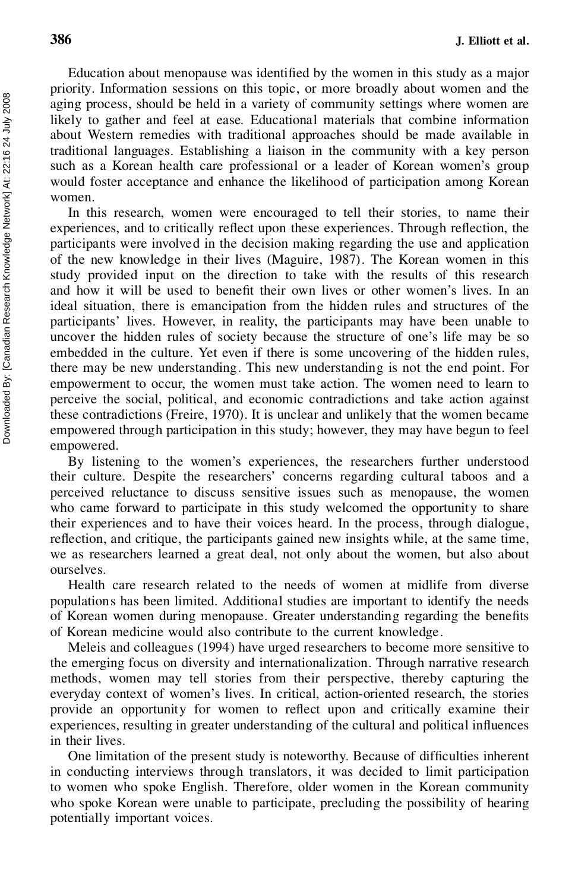Education about menopause was identified by the women in this study as a major priority. Information sessions on this topic, or more broadly about women and the aging process, should be held in a variety of community settings where women are likely to gather and feel at ease. Educational materials that combine information about Western remedies with traditional approaches should be made available in traditional languages. Establishing a liaison in the community with a key person such as a Korean health care professional or a leader of Korean women's group would foster acceptance and enhance the likelihood of participation among Korean women.

In this research, women were encouraged to tell their stories, to name their experiences, and to critically reflect upon these experiences. Through reflection, the participants were involved in the decision making regarding the use and application of the new knowledge in their lives (Maguire, 1987). The Korean women in this study provided input on the direction to take with the results of this research and how it will be used to benefit their own lives or other women's lives. In an ideal situation, there is emancipation from the hidden rules and structures of the participants' lives. However, in reality, the participants may have been unable to uncover the hidden rules of society because the structure of one's life may be so embedded in the culture. Yet even if there is some uncovering of the hidden rules, there may be new understanding. This new understanding is not the end point. For empowerment to occur, the women must take action. The women need to learn to perceive the social, political, and economic contradictions and take action against these contradictions (Freire, 1970). It is unclear and unlikely that the women became empowered through participation in this study; however, they may have begun to feel empowered.

By listening to the women's experiences, the researchers further understood their culture. Despite the researchers' concerns regarding cultural taboos and a perceived reluctance to discuss sensitive issues such as menopause, the women who came forward to participate in this study welcomed the opportunity to share their experiences and to have their voices heard. In the process, through dialogue, reflection, and critique, the participants gained new insights while, at the same time, we as researchers learned a great deal, not only about the women, but also about ourselves.

Health care research related to the needs of women at midlife from diverse populations has been limited. Additional studies are important to identify the needs of Korean women during menopause. Greater understanding regarding the benefits of Korean medicine would also contribute to the current knowledge.

Meleis and colleagues (1994) have urged researchers to become more sensitive to the emerging focus on diversity and internationalization. Through narrative research methods, women may tell stories from their perspective, thereby capturing the everyday context of women's lives. In critical, action-oriented research, the stories provide an opportunity for women to reflect upon and critically examine their experiences, resulting in greater understanding of the cultural and political influences in their lives.

One limitation of the present study is noteworthy. Because of difficulties inherent in conducting interviews through translators, it was decided to limit participation to women who spoke English. Therefore, older women in the Korean community who spoke Korean were unable to participate, precluding the possibility of hearing potentially important voices.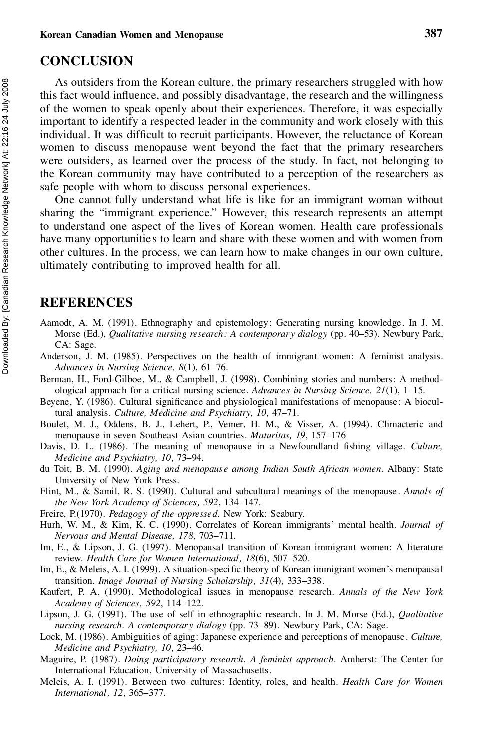## CONCLUSION

As outsiders from the Korean culture, the primary researchers struggled with how this fact would influence, and possibly disadvantage, the research and the willingness of the women to speak openly about their experiences. Therefore, it was especially important to identify a respected leader in the community and work closely with this individual. It was difficult to recruit participants. However, the reluctance of Korean women to discuss menopause went beyond the fact that the primary researchers were outsiders, as learned over the process of the study. In fact, not belonging to the Korean community may have contributed to a perception of the researchers as safe people with whom to discuss personal experiences.

One cannot fully understand what life is like for an immigrant woman without sharing the "immigrant experience." However, this research represents an attempt to understand one aspect of the lives of Korean women. Health care professionals have many opportunities to learn and share with these women and with women from other cultures. In the process, we can learn how to make changes in our own culture, ultimately contributing to improved health for all.

## REFERENCES

Aamodt, A. M. (1991). Ethnography and epistemology: Generating nursing knowledge. In J. M. Morse (Ed.), *Qualitative nursing research: A contemporary dialogy* (pp. 40–53). Newbury Park, CA: Sage.

Anderson, J. M. (1985). Perspectives on the health of immigrant women: A feminist analysis. *Advances in Nursing Science, 8*(1), 61–76.

Berman, H., Ford-Gilboe, M., & Campbell, J. (1998). Combining stories and numbers: A methodological approach for a critical nursing science. *Advances in Nursing Science, 21*(1), 1–15.

Beyene, Y. (1986). Cultural significance and physiological manifestations of menopause: A biocultural analysis. *Culture, Medicine and Psychiatry, 10*, 47–71.

Boulet, M. J., Oddens, B. J., Lehert, P., Vemer, H. M., & Visser, A. (1994). Climacteric and menopause in seven Southeast Asian countries. *Maturitas, 19*, 157–176

Davis, D. L. (1986). The meaning of menopause in a Newfoundland fishing village. *Culture, Medicine and Psychiatry, 10*, 73–94.

du Toit, B. M. (1990). *Aging and menopause among Indian South African women*. Albany: State University of New York Press.

Flint, M., & Samil, R. S. (1990). Cultural and subcultural meanings of the menopause. *Annals of the New York Academy of Sciences, 592*, 134–147.

Freire, P.(1970). *Pedagogy of the oppressed*. New York: Seabury.

Hurh, W. M., & Kim, K. C. (1990). Correlates of Korean immigrants' mental health. *Journal of Nervous and Mental Disease, 178*, 703–711.

Im, E., & Lipson, J. G. (1997). Menopausal transition of Korean immigrant women: A literature review. *Health Care for Women International, 18*(6), 507–520.

Im, E., & Meleis, A. I. (1999). A situation-specific theory of Korean immigrant women's menopausal transition. *Image Journal of Nursing Scholarship, 31*(4), 333–338.

Kaufert, P. A. (1990). Methodological issues in menopause research. *Annals of the New York Academy of Sciences, 592*, 114–122.

Lipson, J. G. (1991). The use of self in ethnographic research. In J. M. Morse (Ed.), *Qualitative nursing research. A contemporary dialogy* (pp. 73–89). Newbury Park, CA: Sage.

Lock, M. (1986). Ambiguities of aging: Japanese experience and perceptions of menopause. *Culture, Medicine and Psychiatry, 10*, 23–46.

Maguire, P. (1987). *Doing participatory research. A feminist approach*. Amherst: The Center for International Education, University of Massachusetts.

Meleis, A. I. (1991). Between two cultures: Identity, roles, and health. *Health Care for Women International, 12*, 365–377.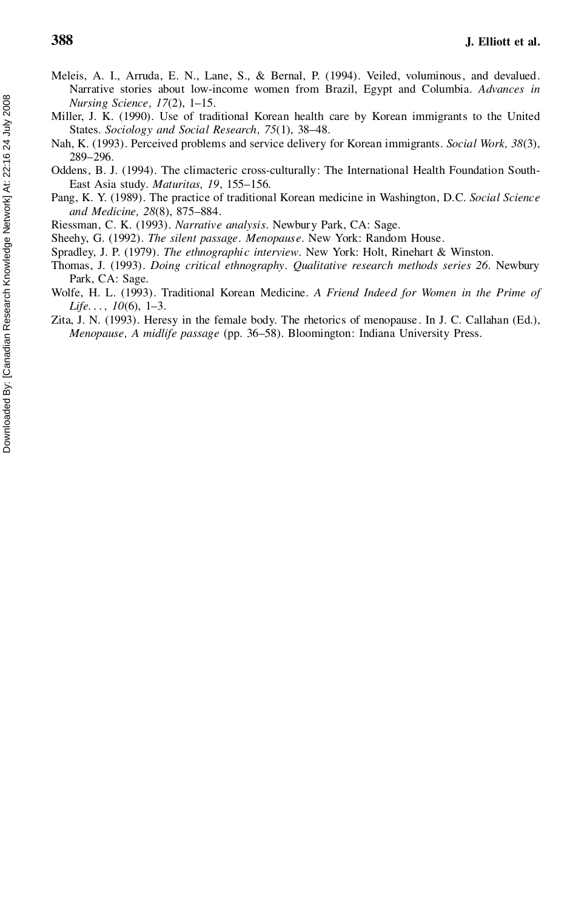Meleis, A. I., Arruda, E. N., Lane, S., & Bernal, P. (1994). Veiled, voluminous, and devalued. Narrative stories about low-income women from Brazil, Egypt and Columbia. *Advances in Nursing Science, 17*(2), 1–15.

Miller, J. K. (1990). Use of traditional Korean health care by Korean immigrants to the United States. *Sociology and Social Research, 75*(1), 38–48.

Nah, K. (1993). Perceived problems and service delivery for Korean immigrants. *Social Work, 38*(3), 289–296.

Oddens, B. J. (1994). The climacteric cross-culturally: The International Health Foundation South-East Asia study. *Maturitas, 19*, 155–156.

Pang, K. Y. (1989). The practice of traditional Korean medicine in Washington, D.C. *Social Science and Medicine, 28*(8), 875–884.

Riessman, C. K. (1993). *Narrative analysis*. Newbury Park, CA: Sage.

Sheehy, G. (1992). *The silent passage. Menopause*. New York: Random House.

Spradley, J. P. (1979). *The ethnographic interview*. New York: Holt, Rinehart & Winston.

Thomas, J. (1993). *Doing critical ethnography. Qualitative research methods series 26*. Newbury Park, CA: Sage.

Wolfe, H. L. (1993). Traditional Korean Medicine. *A Friend Indeed for Women in the Prime of Life. . . , 10*(6), 1–3.

Zita, J. N. (1993). Heresy in the female body. The rhetorics of menopause. In J. C. Callahan (Ed.), *Menopause, A midlife passage* (pp. 36–58). Bloomington: Indiana University Press.